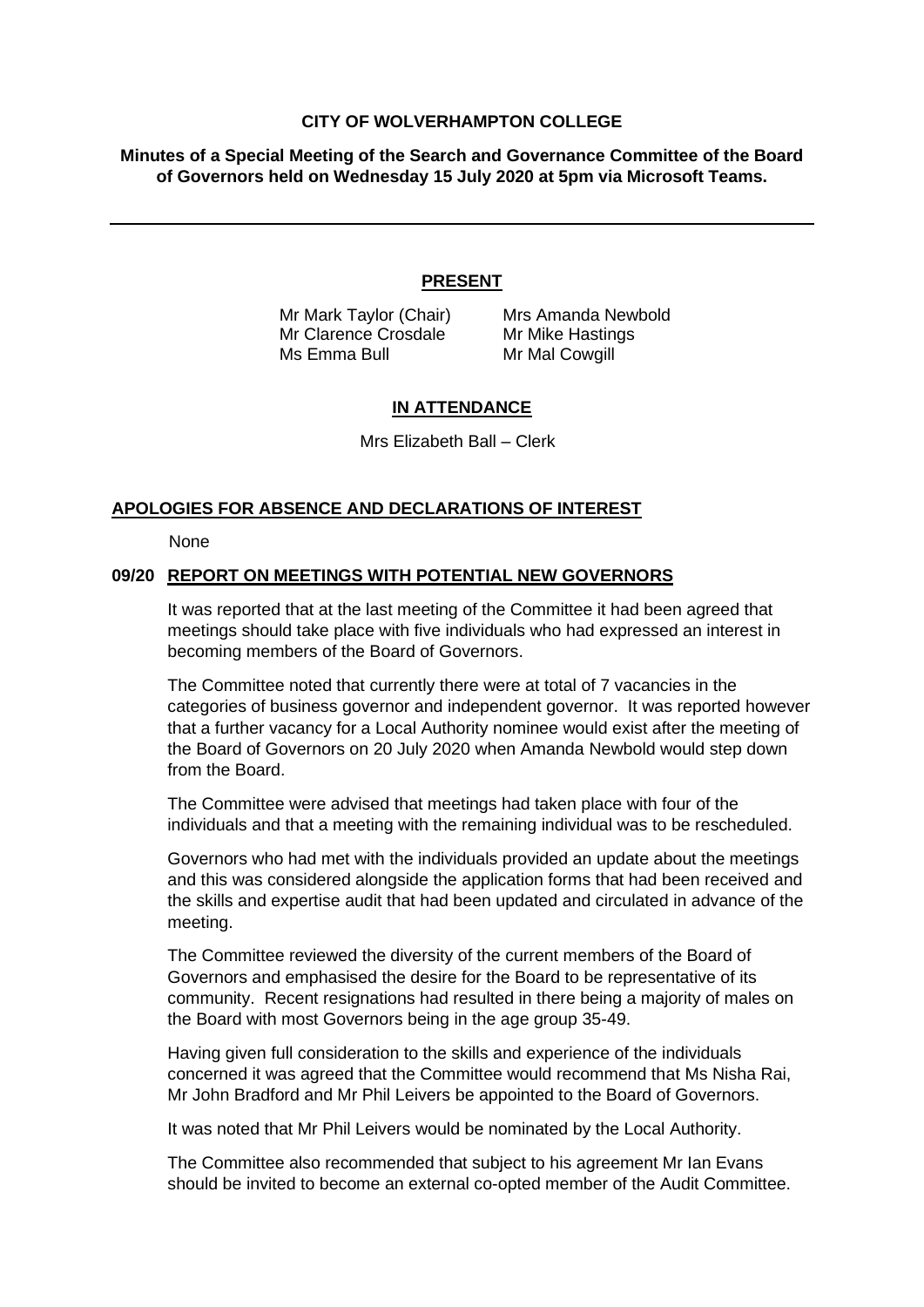**CITY OF WOLVERHAMPTON COLLEGE**

**Minutes of a Special Meeting of the Search and Governance Committee of the Board of Governors held on Wednesday 15 July 2020 at 5pm via Microsoft Teams.**

---

## PRESENT

Mr Mark Taylor (Chair)
Mr Clarence Crosdale
Ms Emma Bull
Mrs Amanda Newbold
Mr Mike Hastings
Mr Mal Cowgill

## IN ATTENDANCE

Mrs Elizabeth Ball – Clerk

### APOLOGIES FOR ABSENCE AND DECLARATIONS OF INTEREST

None

### 09/20 REPORT ON MEETINGS WITH POTENTIAL NEW GOVERNORS

It was reported that at the last meeting of the Committee it had been agreed that meetings should take place with five individuals who had expressed an interest in becoming members of the Board of Governors.

The Committee noted that currently there were at total of 7 vacancies in the categories of business governor and independent governor. It was reported however that a further vacancy for a Local Authority nominee would exist after the meeting of the Board of Governors on 20 July 2020 when Amanda Newbold would step down from the Board.

The Committee were advised that meetings had taken place with four of the individuals and that a meeting with the remaining individual was to be rescheduled.

Governors who had met with the individuals provided an update about the meetings and this was considered alongside the application forms that had been received and the skills and expertise audit that had been updated and circulated in advance of the meeting.

The Committee reviewed the diversity of the current members of the Board of Governors and emphasised the desire for the Board to be representative of its community. Recent resignations had resulted in there being a majority of males on the Board with most Governors being in the age group 35-49.

Having given full consideration to the skills and experience of the individuals concerned it was agreed that the Committee would recommend that Ms Nisha Rai, Mr John Bradford and Mr Phil Leivers be appointed to the Board of Governors.

It was noted that Mr Phil Leivers would be nominated by the Local Authority.

The Committee also recommended that subject to his agreement Mr Ian Evans should be invited to become an external co-opted member of the Audit Committee.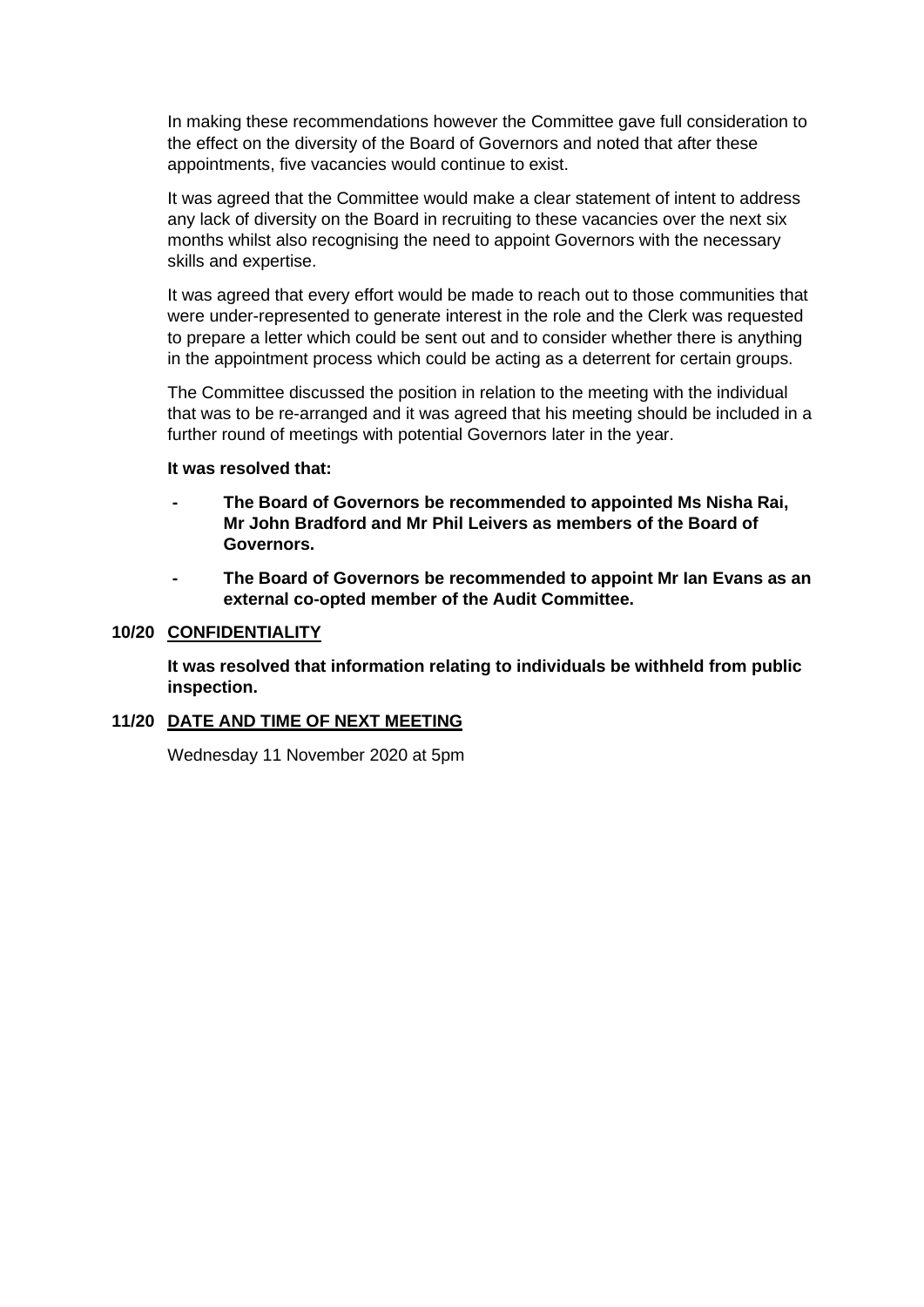In making these recommendations however the Committee gave full consideration to the effect on the diversity of the Board of Governors and noted that after these appointments, five vacancies would continue to exist.

It was agreed that the Committee would make a clear statement of intent to address any lack of diversity on the Board in recruiting to these vacancies over the next six months whilst also recognising the need to appoint Governors with the necessary skills and expertise.

It was agreed that every effort would be made to reach out to those communities that were under-represented to generate interest in the role and the Clerk was requested to prepare a letter which could be sent out and to consider whether there is anything in the appointment process which could be acting as a deterrent for certain groups.

The Committee discussed the position in relation to the meeting with the individual that was to be re-arranged and it was agreed that his meeting should be included in a further round of meetings with potential Governors later in the year.

**It was resolved that:**

- **The Board of Governors be recommended to appointed Ms Nisha Rai, Mr John Bradford and Mr Phil Leivers as members of the Board of Governors.**
- **The Board of Governors be recommended to appoint Mr Ian Evans as an external co-opted member of the Audit Committee.**

## 10/20 CONFIDENTIALITY

**It was resolved that information relating to individuals be withheld from public inspection.**

## 11/20 DATE AND TIME OF NEXT MEETING

Wednesday 11 November 2020 at 5pm